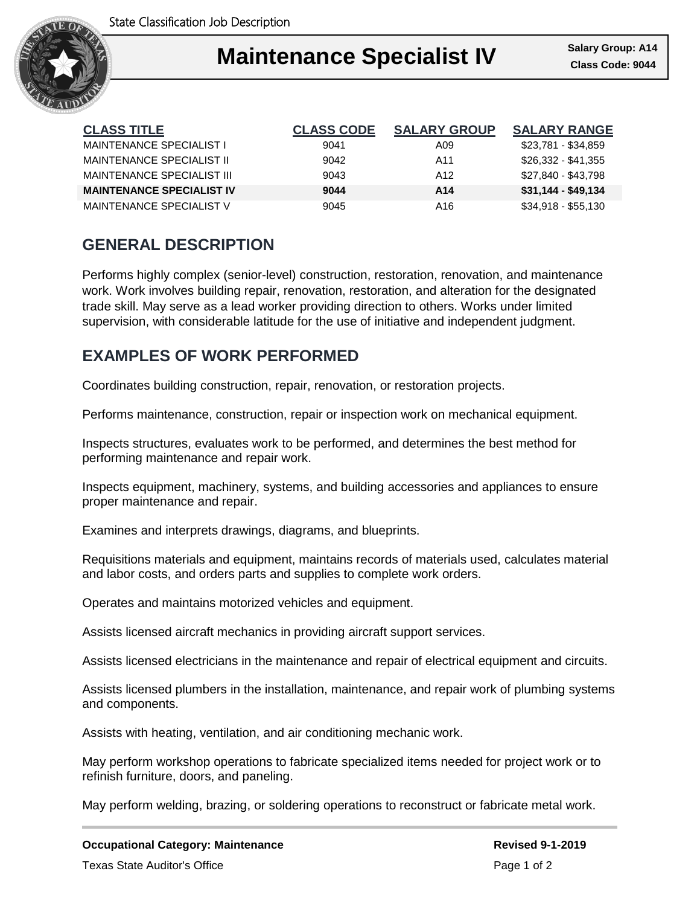State Classification Job Description

# Maintenance Specialist IV

**Salary Group: A14**
**Class Code: 9044**

| CLASS TITLE | CLASS CODE | SALARY GROUP | SALARY RANGE |
| --- | --- | --- | --- |
| MAINTENANCE SPECIALIST I | 9041 | A09 | $23,781 - $34,859 |
| MAINTENANCE SPECIALIST II | 9042 | A11 | $26,332 - $41,355 |
| MAINTENANCE SPECIALIST III | 9043 | A12 | $27,840 - $43,798 |
| **MAINTENANCE SPECIALIST IV** | **9044** | **A14** | **$31,144 - $49,134** |
| MAINTENANCE SPECIALIST V | 9045 | A16 | $34,918 - $55,130 |

## GENERAL DESCRIPTION

Performs highly complex (senior-level) construction, restoration, renovation, and maintenance work. Work involves building repair, renovation, restoration, and alteration for the designated trade skill. May serve as a lead worker providing direction to others. Works under limited supervision, with considerable latitude for the use of initiative and independent judgment.

## EXAMPLES OF WORK PERFORMED

Coordinates building construction, repair, renovation, or restoration projects.

Performs maintenance, construction, repair or inspection work on mechanical equipment.

Inspects structures, evaluates work to be performed, and determines the best method for performing maintenance and repair work.

Inspects equipment, machinery, systems, and building accessories and appliances to ensure proper maintenance and repair.

Examines and interprets drawings, diagrams, and blueprints.

Requisitions materials and equipment, maintains records of materials used, calculates material and labor costs, and orders parts and supplies to complete work orders.

Operates and maintains motorized vehicles and equipment.

Assists licensed aircraft mechanics in providing aircraft support services.

Assists licensed electricians in the maintenance and repair of electrical equipment and circuits.

Assists licensed plumbers in the installation, maintenance, and repair work of plumbing systems and components.

Assists with heating, ventilation, and air conditioning mechanic work.

May perform workshop operations to fabricate specialized items needed for project work or to refinish furniture, doors, and paneling.

May perform welding, brazing, or soldering operations to reconstruct or fabricate metal work.

**Occupational Category: Maintenance**

**Revised 9-1-2019**

Texas State Auditor's Office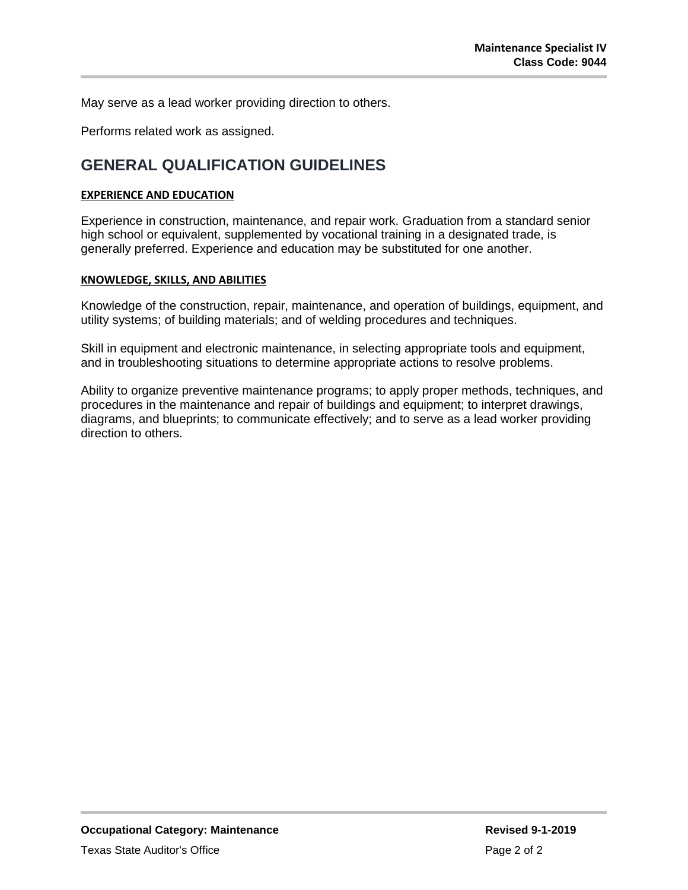May serve as a lead worker providing direction to others.

Performs related work as assigned.

## GENERAL QUALIFICATION GUIDELINES

### EXPERIENCE AND EDUCATION

Experience in construction, maintenance, and repair work. Graduation from a standard senior high school or equivalent, supplemented by vocational training in a designated trade, is generally preferred. Experience and education may be substituted for one another.

### KNOWLEDGE, SKILLS, AND ABILITIES

Knowledge of the construction, repair, maintenance, and operation of buildings, equipment, and utility systems; of building materials; and of welding procedures and techniques.

Skill in equipment and electronic maintenance, in selecting appropriate tools and equipment, and in troubleshooting situations to determine appropriate actions to resolve problems.

Ability to organize preventive maintenance programs; to apply proper methods, techniques, and procedures in the maintenance and repair of buildings and equipment; to interpret drawings, diagrams, and blueprints; to communicate effectively; and to serve as a lead worker providing direction to others.